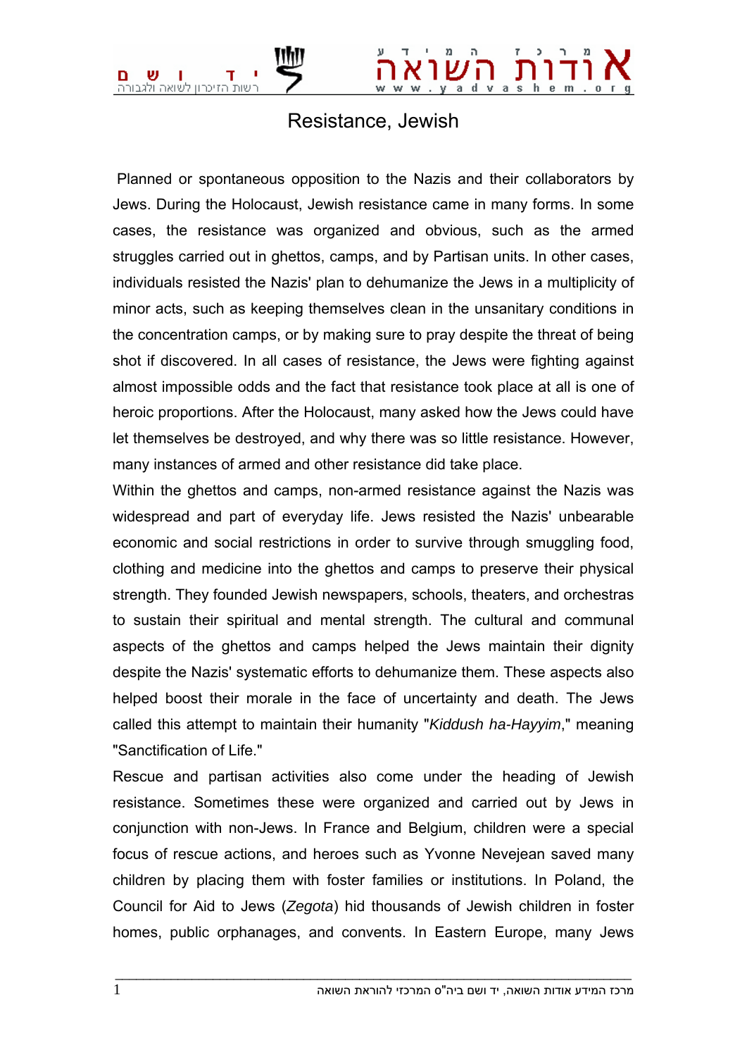# Resistance, Jewish

Planned or spontaneous opposition to the Nazis and their collaborators by Jews. During the Holocaust, Jewish resistance came in many forms. In some cases, the resistance was organized and obvious, such as the armed struggles carried out in ghettos, camps, and by Partisan units. In other cases, individuals resisted the Nazis' plan to dehumanize the Jews in a multiplicity of minor acts, such as keeping themselves clean in the unsanitary conditions in the concentration camps, or by making sure to pray despite the threat of being shot if discovered. In all cases of resistance, the Jews were fighting against almost impossible odds and the fact that resistance took place at all is one of heroic proportions. After the Holocaust, many asked how the Jews could have let themselves be destroyed, and why there was so little resistance. However, many instances of armed and other resistance did take place.

Within the ghettos and camps, non-armed resistance against the Nazis was widespread and part of everyday life. Jews resisted the Nazis' unbearable economic and social restrictions in order to survive through smuggling food, clothing and medicine into the ghettos and camps to preserve their physical strength. They founded Jewish newspapers, schools, theaters, and orchestras to sustain their spiritual and mental strength. The cultural and communal aspects of the ghettos and camps helped the Jews maintain their dignity despite the Nazis' systematic efforts to dehumanize them. These aspects also helped boost their morale in the face of uncertainty and death. The Jews called this attempt to maintain their humanity "*Kiddush ha-Hayyim*," meaning "Sanctification of Life."

Rescue and partisan activities also come under the heading of Jewish resistance. Sometimes these were organized and carried out by Jews in conjunction with non-Jews. In France and Belgium, children were a special focus of rescue actions, and heroes such as Yvonne Nevejean saved many children by placing them with foster families or institutions. In Poland, the Council for Aid to Jews (*Zegota*) hid thousands of Jewish children in foster homes, public orphanages, and convents. In Eastern Europe, many Jews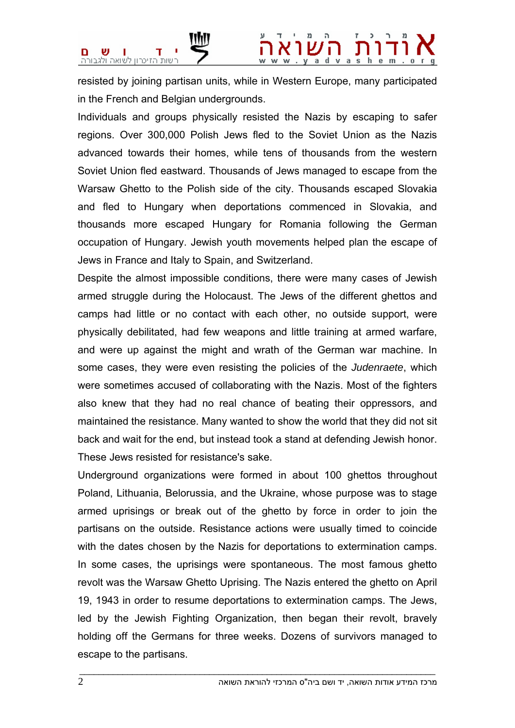resisted by joining partisan units, while in Western Europe, many participated in the French and Belgian undergrounds.

Individuals and groups physically resisted the Nazis by escaping to safer regions. Over 300,000 Polish Jews fled to the Soviet Union as the Nazis advanced towards their homes, while tens of thousands from the western Soviet Union fled eastward. Thousands of Jews managed to escape from the Warsaw Ghetto to the Polish side of the city. Thousands escaped Slovakia and fled to Hungary when deportations commenced in Slovakia, and thousands more escaped Hungary for Romania following the German occupation of Hungary. Jewish youth movements helped plan the escape of Jews in France and Italy to Spain, and Switzerland.

Despite the almost impossible conditions, there were many cases of Jewish armed struggle during the Holocaust. The Jews of the different ghettos and camps had little or no contact with each other, no outside support, were physically debilitated, had few weapons and little training at armed warfare, and were up against the might and wrath of the German war machine. In some cases, they were even resisting the policies of the *Judenraete*, which were sometimes accused of collaborating with the Nazis. Most of the fighters also knew that they had no real chance of beating their oppressors, and maintained the resistance. Many wanted to show the world that they did not sit back and wait for the end, but instead took a stand at defending Jewish honor. These Jews resisted for resistance's sake.

Underground organizations were formed in about 100 ghettos throughout Poland, Lithuania, Belorussia, and the Ukraine, whose purpose was to stage armed uprisings or break out of the ghetto by force in order to join the partisans on the outside. Resistance actions were usually timed to coincide with the dates chosen by the Nazis for deportations to extermination camps. In some cases, the uprisings were spontaneous. The most famous ghetto revolt was the Warsaw Ghetto Uprising. The Nazis entered the ghetto on April 19, 1943 in order to resume deportations to extermination camps. The Jews, led by the Jewish Fighting Organization, then began their revolt, bravely holding off the Germans for three weeks. Dozens of survivors managed to escape to the partisans.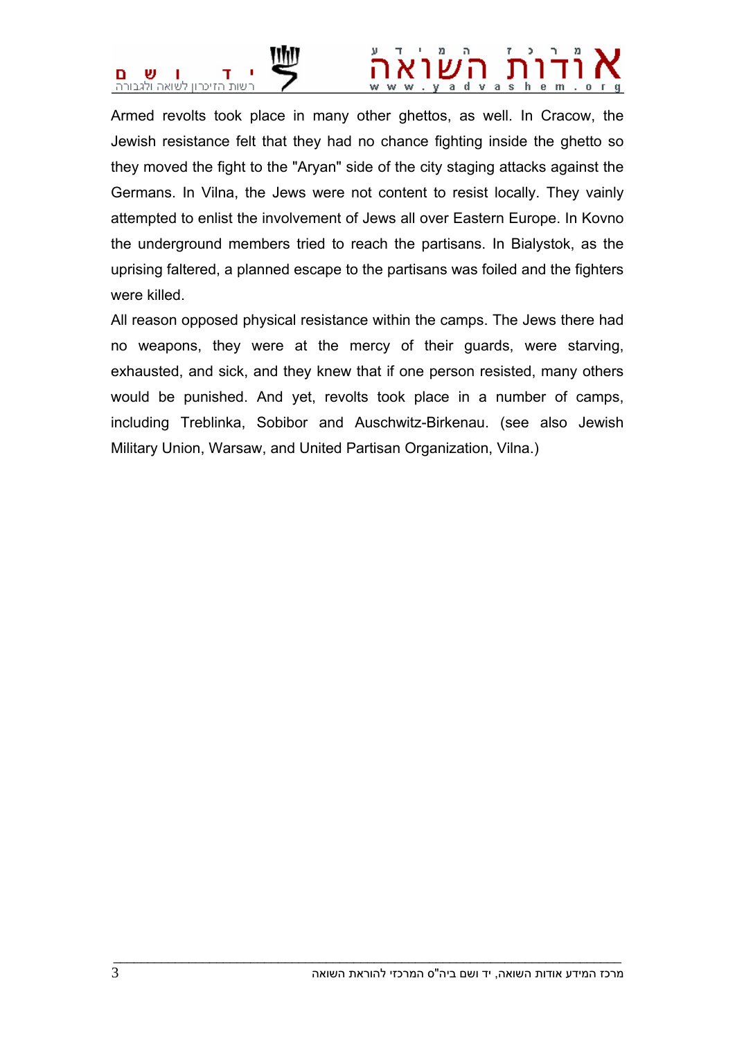Armed revolts took place in many other ghettos, as well. In Cracow, the Jewish resistance felt that they had no chance fighting inside the ghetto so they moved the fight to the "Aryan" side of the city staging attacks against the Germans. In Vilna, the Jews were not content to resist locally. They vainly attempted to enlist the involvement of Jews all over Eastern Europe. In Kovno the underground members tried to reach the partisans. In Bialystok, as the uprising faltered, a planned escape to the partisans was foiled and the fighters were killed.

All reason opposed physical resistance within the camps. The Jews there had no weapons, they were at the mercy of their guards, were starving, exhausted, and sick, and they knew that if one person resisted, many others would be punished. And yet, revolts took place in a number of camps, including Treblinka, Sobibor and Auschwitz-Birkenau. (see also Jewish Military Union, Warsaw, and United Partisan Organization, Vilna.)